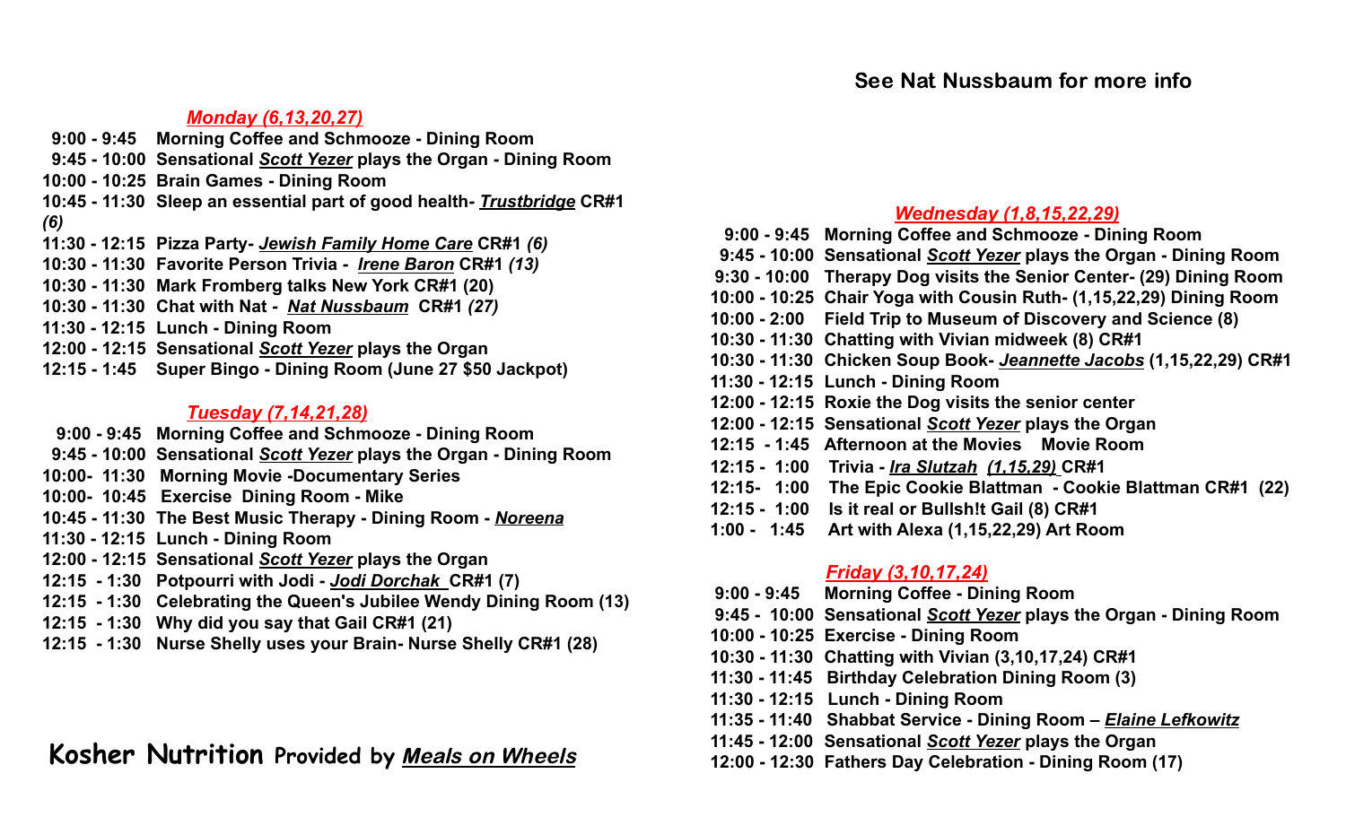See Nat Nussbaum for more info

***Monday (6,13,20,27)***

**9:00 - 9:45 Morning Coffee and Schmooze - Dining Room**
**9:45 - 10:00 Sensational *Scott Yezer* plays the Organ - Dining Room**
**10:00 - 10:25 Brain Games - Dining Room**
**10:45 - 11:30 Sleep an essential part of good health- *Trustbridge* CR#1 *(6)***
**11:30 - 12:15 Pizza Party- *Jewish Family Home Care* CR#1 *(6)***
**10:30 - 11:30 Favorite Person Trivia - *Irene Baron* CR#1 *(13)***
**10:30 - 11:30 Mark Fromberg talks New York CR#1 (20)**
**10:30 - 11:30 Chat with Nat - *Nat Nussbaum* CR#1 *(27)***
**11:30 - 12:15 Lunch - Dining Room**
**12:00 - 12:15 Sensational *Scott Yezer* plays the Organ**
**12:15 - 1:45 Super Bingo - Dining Room (June 27 $50 Jackpot)**

***Tuesday (7,14,21,28)***

**9:00 - 9:45 Morning Coffee and Schmooze - Dining Room**
**9:45 - 10:00 Sensational *Scott Yezer* plays the Organ - Dining Room**
**10:00- 11:30 Morning Movie -Documentary Series**
**10:00- 10:45 Exercise Dining Room - Mike**
**10:45 - 11:30 The Best Music Therapy - Dining Room - *Noreena***
**11:30 - 12:15 Lunch - Dining Room**
**12:00 - 12:15 Sensational *Scott Yezer* plays the Organ**
**12:15 - 1:30 Potpourri with Jodi - *Jodi Dorchak* CR#1 (7)**
**12:15 - 1:30 Celebrating the Queen's Jubilee Wendy Dining Room (13)**
**12:15 - 1:30 Why did you say that Gail CR#1 (21)**
**12:15 - 1:30 Nurse Shelly uses your Brain- Nurse Shelly CR#1 (28)**

**Kosher Nutrition Provided by *Meals on Wheels***

***Wednesday (1,8,15,22,29)***

**9:00 - 9:45 Morning Coffee and Schmooze - Dining Room**
**9:45 - 10:00 Sensational *Scott Yezer* plays the Organ - Dining Room**
**9:30 - 10:00 Therapy Dog visits the Senior Center- (29) Dining Room**
**10:00 - 10:25 Chair Yoga with Cousin Ruth- (1,15,22,29) Dining Room**
**10:00 - 2:00 Field Trip to Museum of Discovery and Science (8)**
**10:30 - 11:30 Chatting with Vivian midweek (8) CR#1**
**10:30 - 11:30 Chicken Soup Book- *Jeannette Jacobs* (1,15,22,29) CR#1**
**11:30 - 12:15 Lunch - Dining Room**
**12:00 - 12:15 Roxie the Dog visits the senior center**
**12:00 - 12:15 Sensational *Scott Yezer* plays the Organ**
**12:15 - 1:45 Afternoon at the Movies Movie Room**
**12:15 - 1:00 Trivia - *Ira Slutzah (1,15,29)* CR#1**
**12:15- 1:00 The Epic Cookie Blattman - Cookie Blattman CR#1 (22)**
**12:15 - 1:00 Is it real or Bullsh!t Gail (8) CR#1**
**1:00 - 1:45 Art with Alexa (1,15,22,29) Art Room**

***Friday (3,10,17,24)***

**9:00 - 9:45 Morning Coffee - Dining Room**
**9:45 - 10:00 Sensational *Scott Yezer* plays the Organ - Dining Room**
**10:00 - 10:25 Exercise - Dining Room**
**10:30 - 11:30 Chatting with Vivian (3,10,17,24) CR#1**
**11:30 - 11:45 Birthday Celebration Dining Room (3)**
**11:30 - 12:15 Lunch - Dining Room**
**11:35 - 11:40 Shabbat Service - Dining Room – *Elaine Lefkowitz***
**11:45 - 12:00 Sensational *Scott Yezer* plays the Organ**
**12:00 - 12:30 Fathers Day Celebration - Dining Room (17)**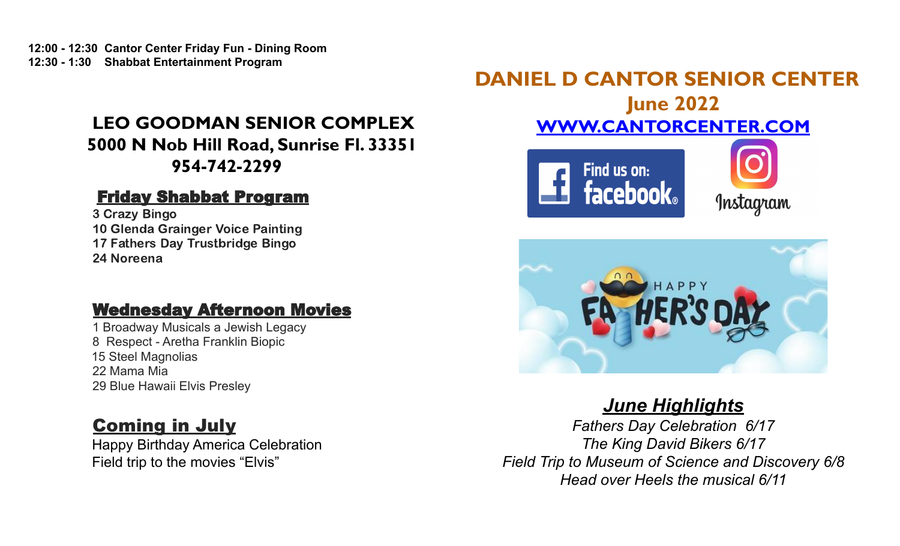**12:00 - 12:30 Cantor Center Friday Fun - Dining Room**
**12:30 - 1:30 Shabbat Entertainment Program**

## LEO GOODMAN SENIOR COMPLEX
**5000 N Nob Hill Road, Sunrise Fl. 33351**
**954-742-2299**

### Friday Shabbat Program

**3 Crazy Bingo**
**10 Glenda Grainger Voice Painting**
**17 Fathers Day Trustbridge Bingo**
**24 Noreena**

### Wednesday Afternoon Movies

1 Broadway Musicals a Jewish Legacy
8 Respect - Aretha Franklin Biopic
15 Steel Magnolias
22 Mama Mia
29 Blue Hawaii Elvis Presley

### Coming in July

Happy Birthday America Celebration
Field trip to the movies "Elvis"

# DANIEL D CANTOR SENIOR CENTER
## June 2022
**WWW.CANTORCENTER.COM**

Find us on: facebook

Instagram

HAPPY FATHER'S DAY

### *June Highlights*

*Fathers Day Celebration 6/17*
*The King David Bikers 6/17*
*Field Trip to Museum of Science and Discovery 6/8*
*Head over Heels the musical 6/11*